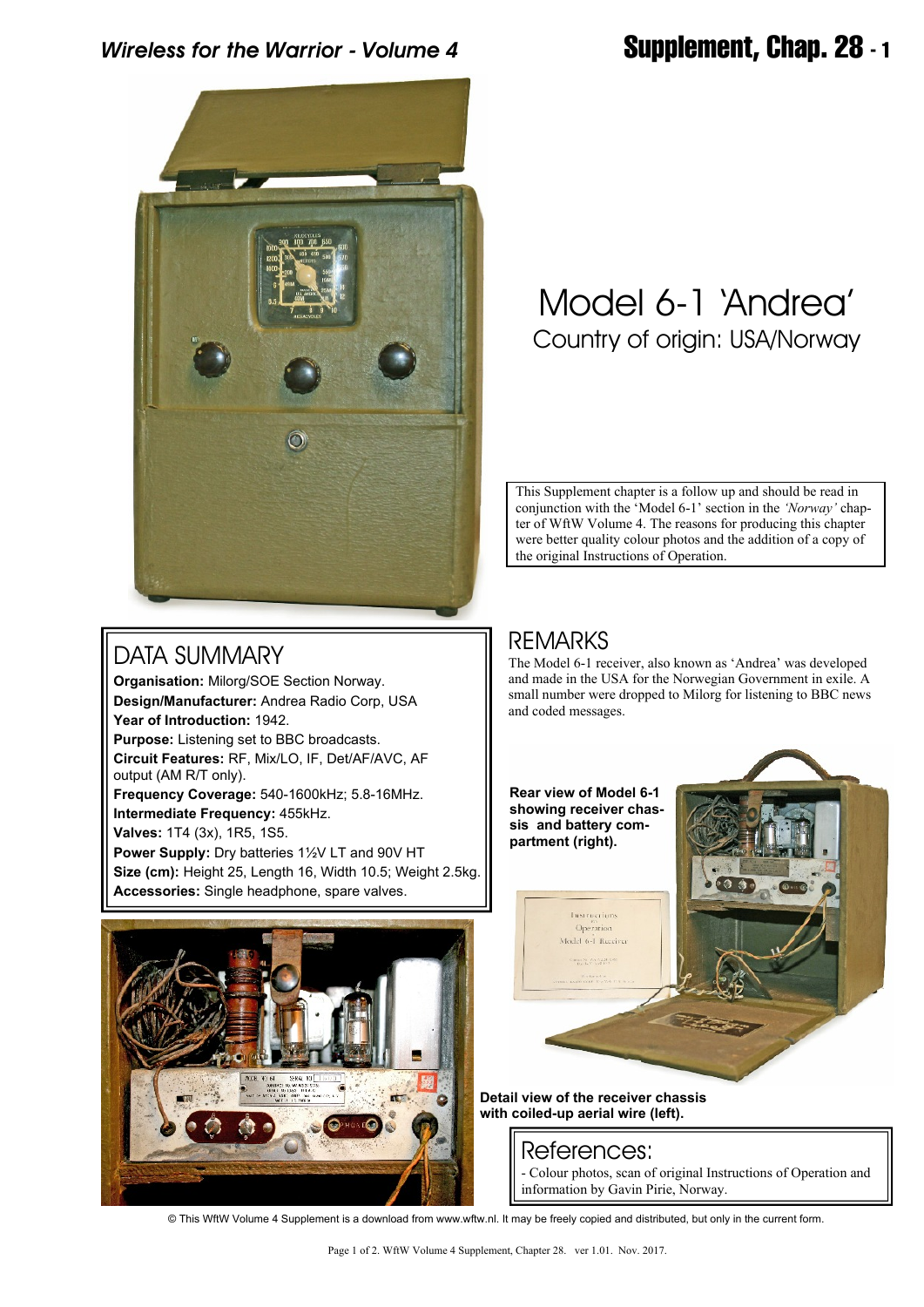# Model 6-1 'Andrea'

Country of origin: USA/Norway

This Supplement chapter is a follow up and should be read in conjunction with the 'Model 6-1' section in the *'Norway'* chapter of WftW Volume 4. The reasons for producing this chapter were better quality colour photos and the addition of a copy of the original Instructions of Operation.

## DATA SUMMARY

**Organisation:** Milorg/SOE Section Norway.
**Design/Manufacturer:** Andrea Radio Corp, USA
**Year of Introduction:** 1942.
**Purpose:** Listening set to BBC broadcasts.
**Circuit Features:** RF, Mix/LO, IF, Det/AF/AVC, AF output (AM R/T only).
**Frequency Coverage:** 540-1600kHz; 5.8-16MHz.
**Intermediate Frequency:** 455kHz.
**Valves:** 1T4 (3x), 1R5, 1S5.
**Power Supply:** Dry batteries 1½V LT and 90V HT
**Size (cm):** Height 25, Length 16, Width 10.5; Weight 2.5kg.
**Accessories:** Single headphone, spare valves.

## REMARKS

The Model 6-1 receiver, also known as 'Andrea' was developed and made in the USA for the Norwegian Government in exile. A small number were dropped to Milorg for listening to BBC news and coded messages.

**Rear view of Model 6-1 showing receiver chassis and battery compartment (right).**

**Detail view of the receiver chassis with coiled-up aerial wire (left).**

## References:

- Colour photos, scan of original Instructions of Operation and information by Gavin Pirie, Norway.

© This WftW Volume 4 Supplement is a download from www.wftw.nl. It may be freely copied and distributed, but only in the current form.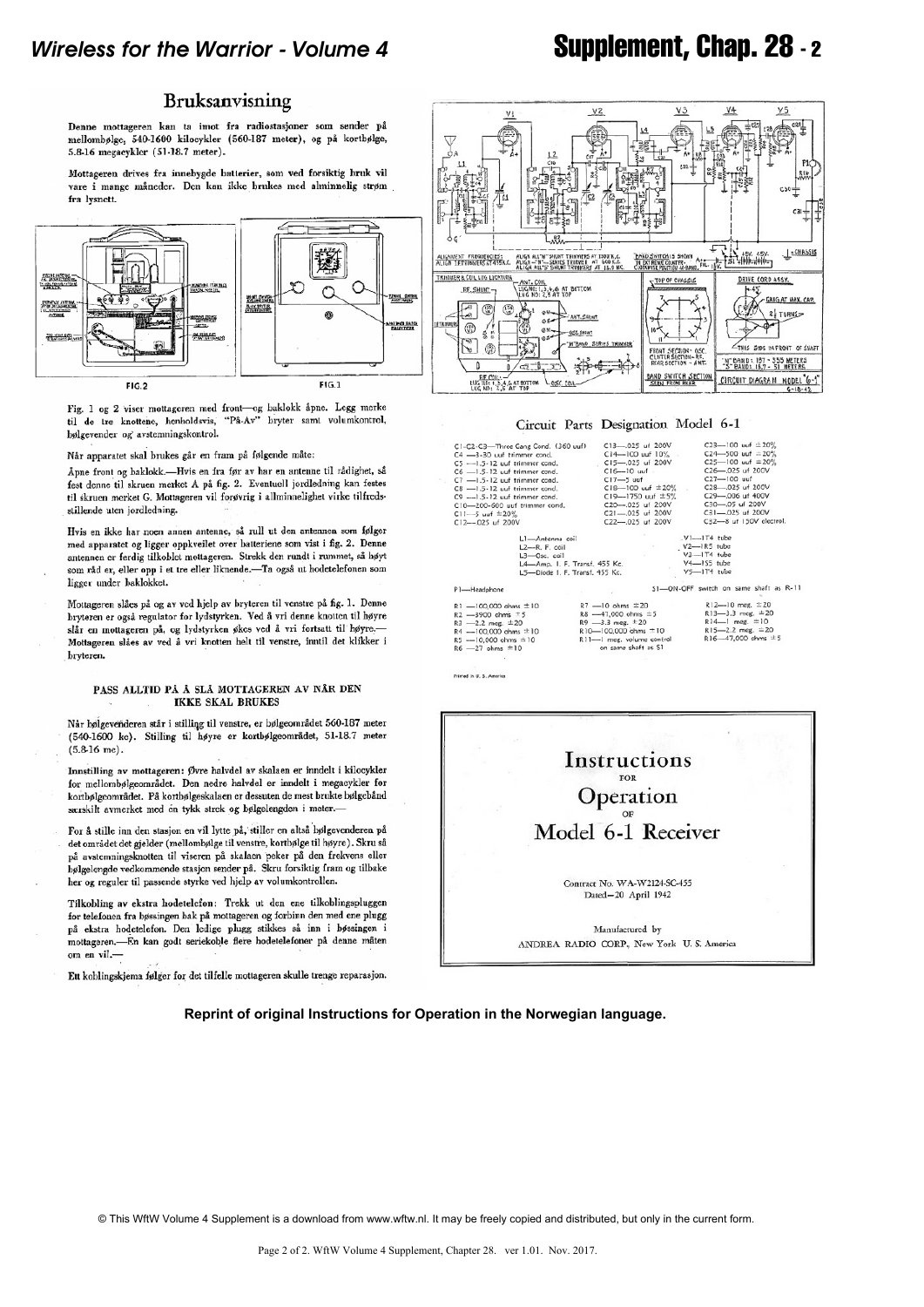# Bruksanvisning

Denne mottageren kan ta imot fra radiostasjoner som sender på mellombølge, 540-1600 kilocykler (560-187 meter), og på kortbølge, 5.8-16 megacykler (51-18.7 meter).

Mottageren drives fra innebygde batterier, som ved forsiktig bruk vil vare i mange måneder. Den kan ikke brukes med alminnelig strøm fra lysnett.

FIG. 2

FIG. 1

Fig. 1 og 2 viser mottageren med front—og baklokk åpne. Legg merke til de tre knottene, henholdsvis, "På-Av" bryter samt volumkontrol, bølgevender og avstemningskontrol.

Når apparatet skal brukes går en fram på følgende måte:

Åpne front og baklokk.—Hvis en fra før av har en antenne til rådighet, så fest denne til skruen merket A på fig. 2. Eventuell jordledning kan festes til skruen merket G. Mottageren vil forøvrig i allminnelighet virke tilfredsstillende uten jordledning.

Hvis en ikke har noen annen antenne, så rull ut den antennen som følger med apparatet og ligger oppkveilet over batteriene som vist i fig. 2. Denne antennen er ferdig tilkoblet mottageren. Strekk den rundt i rummet, så høyt som råd er, eller opp i et tre eller liknende.—Ta også ut hodetelefonen som ligger under baklokket.

Mottageren slåes på og av ved hjelp av bryteren til venstre på fig. 1. Denne bryteren er også regulator for lydstyrken. Ved å vri denne knotten til høyre slår en mottageren på, og lydstyrken økes ved å vri fortsatt til høyre.—Mottageren slåes av ved å vri knotten helt til venstre, inntil det klikker i bryteren.

**PASS ALLTID PÅ Å SLÅ MOTTAGEREN AV NÅR DEN IKKE SKAL BRUKES**

Når bølgevenderen står i stilling til venstre, er bølgeområdet 560-187 meter (540-1600 kc). Stilling til høyre er kortbølgeområdet, 51-18.7 meter (5.8-16 mc).

Innstilling av mottageren: Øvre halvdel av skalaen er inndelt i kilocykler for mellombølgeområdet. Den nedre halvdel er inndelt i megacykler for kortbølgeområdet. På kortbølgeskalaen er dessuten de mest brukte bølgebånd særskilt avmerket med en tykk strek og bølgelengden i meter.—

For å stille inn den stasjon en vil lytte på, stiller en altså bølgevenderen på det området det gjelder (mellombølge til venstre, kortbølge til høyre). Skru så på avstemningsknotten til viseren på skalaen peker på den frekvens eller bølgelengde vedkommende stasjon sender på. Skru forsiktig fram og tilbake her og reguler til passende styrke ved hjelp av volumkontrollen.

Tilkobling av ekstra hodetelefon: Trekk ut den ene tilkoblingspluggen for telefonen fra bøssingen bak på mottageren og forbinn den med ene plugg på ekstra hodetelefon. Den ledige plugg stikkes så inn i bøssingen i mottageren.—En kan godt seriekoble flere hodetelefoner på denne måten om en vil.—

Ett koblingskjema følger for det tilfelle mottageren skulle trenge reparasjon.

CIRCUIT DIAGRAM MODEL "6-1"

## Circuit Parts Designation Model 6-1

C1-C2-C3—Three Gang Cond. (360 uuf)
C4 —3-30 uuf trimmer cond.
C5 —1.5-12 uuf trimmer cond.
C6 —1.5-12 uuf trimmer cond.
C7 —1.5-12 uuf trimmer cond.
C8 —1.5-12 uuf trimmer cond.
C9 —1.5-12 uuf trimmer cond.
C10—200-600 uuf trimmer cond.
C11—5 uuf ±20%
C12—.025 uf 200V
C13—.025 uf 200V
C14—100 uuf 10%
C15—.025 uf 200V
C16—10 uuf
C17—5 uuf
C18—100 uuf ±20%
C19—1750 uuf ±5%
C20—.025 uf 200V
C21—.025 uf 200V
C22—.025 uf 200V
C23—100 uuf ±20%
C24—500 uuf ±20%
C25—100 uuf ±20%
C26—.025 uf 200V
C27—100 uuf
C28—.025 uf 200V
C29—.006 uf 400V
C30—.05 uf 200V
C31—.025 uf 200V
C32—8 uf 150V electrol.

L1—Antenna coil
L2—R. F. coil
L3—Osc. coil
L4—Amp. I. F. Transf. 455 Kc.
L5—Diode I. F. Transf. 455 Kc.

V1—1T4 tube
V2—1R5 tube
V3—1T4 tube
V4—1S5 tube
V5—1T4 tube

P1—Headphone

S1—ON-OFF switch on same shaft as R-11

R1 —100,000 ohms ±10
R2 —3900 ohms ±5
R3 —2.2 meg. ±20
R4 —100,000 ohms ±10
R5 —10,000 ohms ±10
R6 —27 ohms ±10
R7 —10 ohms ±20
R8 —47,000 ohms ±5
R9 —3.3 meg. ±20
R10—100,000 ohms ±10
R11—1 meg. volume control on same shaft as S1
R12—10 meg. ±20
R13—3.3 meg. ±20
R14—1 meg. ±10
R15—2.2 meg. ±20
R16—47,000 ohms ±5

Printed in U. S. America

# Instructions FOR Operation OF Model 6-1 Receiver

Contract No. WA-W2124-SC-455
Dated—20 April 1942

Manufactured by
ANDREA RADIO CORP., New York U. S. America

**Reprint of original Instructions for Operation in the Norwegian language.**

© This WftW Volume 4 Supplement is a download from www.wftw.nl. It may be freely copied and distributed, but only in the current form.